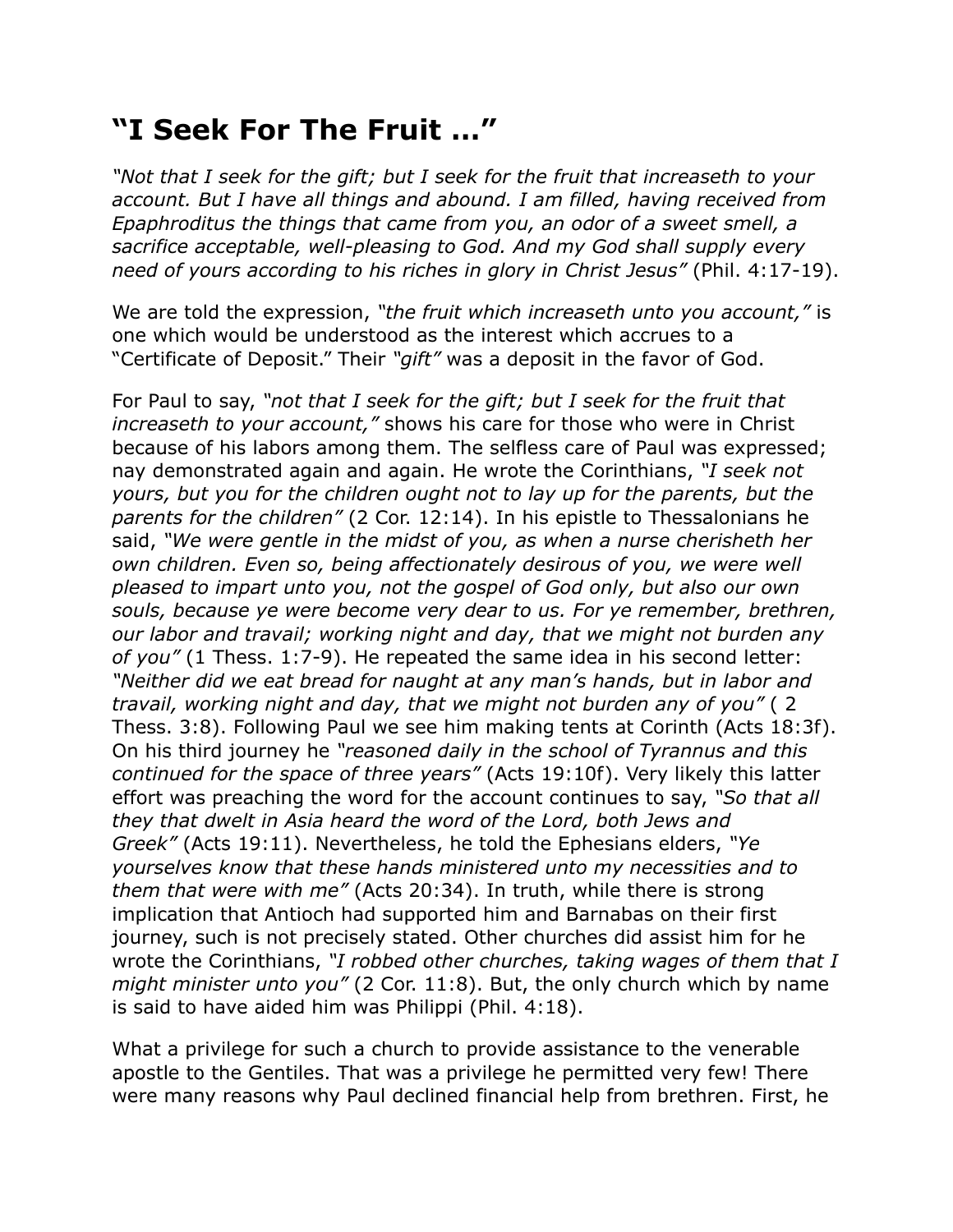# “I Seek For The Fruit …”

*“Not that I seek for the gift; but I seek for the fruit that increaseth to your account. But I have all things and abound. I am filled, having received from Epaphroditus the things that came from you, an odor of a sweet smell, a sacrifice acceptable, well-pleasing to God. And my God shall supply every need of yours according to his riches in glory in Christ Jesus”* (Phil. 4:17-19).

We are told the expression, *“the fruit which increaseth unto you account,”* is one which would be understood as the interest which accrues to a “Certificate of Deposit.” Their *“gift”* was a deposit in the favor of God.

For Paul to say, *“not that I seek for the gift; but I seek for the fruit that increaseth to your account,”* shows his care for those who were in Christ because of his labors among them. The selfless care of Paul was expressed; nay demonstrated again and again. He wrote the Corinthians, *“I seek not yours, but you for the children ought not to lay up for the parents, but the parents for the children”* (2 Cor. 12:14). In his epistle to Thessalonians he said, *“We were gentle in the midst of you, as when a nurse cherisheth her own children. Even so, being affectionately desirous of you, we were well pleased to impart unto you, not the gospel of God only, but also our own souls, because ye were become very dear to us. For ye remember, brethren, our labor and travail; working night and day, that we might not burden any of you”* (1 Thess. 1:7-9). He repeated the same idea in his second letter: *“Neither did we eat bread for naught at any man’s hands, but in labor and travail, working night and day, that we might not burden any of you”* ( 2 Thess. 3:8). Following Paul we see him making tents at Corinth (Acts 18:3f). On his third journey he *“reasoned daily in the school of Tyrannus and this continued for the space of three years”* (Acts 19:10f). Very likely this latter effort was preaching the word for the account continues to say, *“So that all they that dwelt in Asia heard the word of the Lord, both Jews and Greek”* (Acts 19:11). Nevertheless, he told the Ephesians elders, *“Ye yourselves know that these hands ministered unto my necessities and to them that were with me”* (Acts 20:34). In truth, while there is strong implication that Antioch had supported him and Barnabas on their first journey, such is not precisely stated. Other churches did assist him for he wrote the Corinthians, *“I robbed other churches, taking wages of them that I might minister unto you”* (2 Cor. 11:8). But, the only church which by name is said to have aided him was Philippi (Phil. 4:18).

What a privilege for such a church to provide assistance to the venerable apostle to the Gentiles. That was a privilege he permitted very few! There were many reasons why Paul declined financial help from brethren. First, he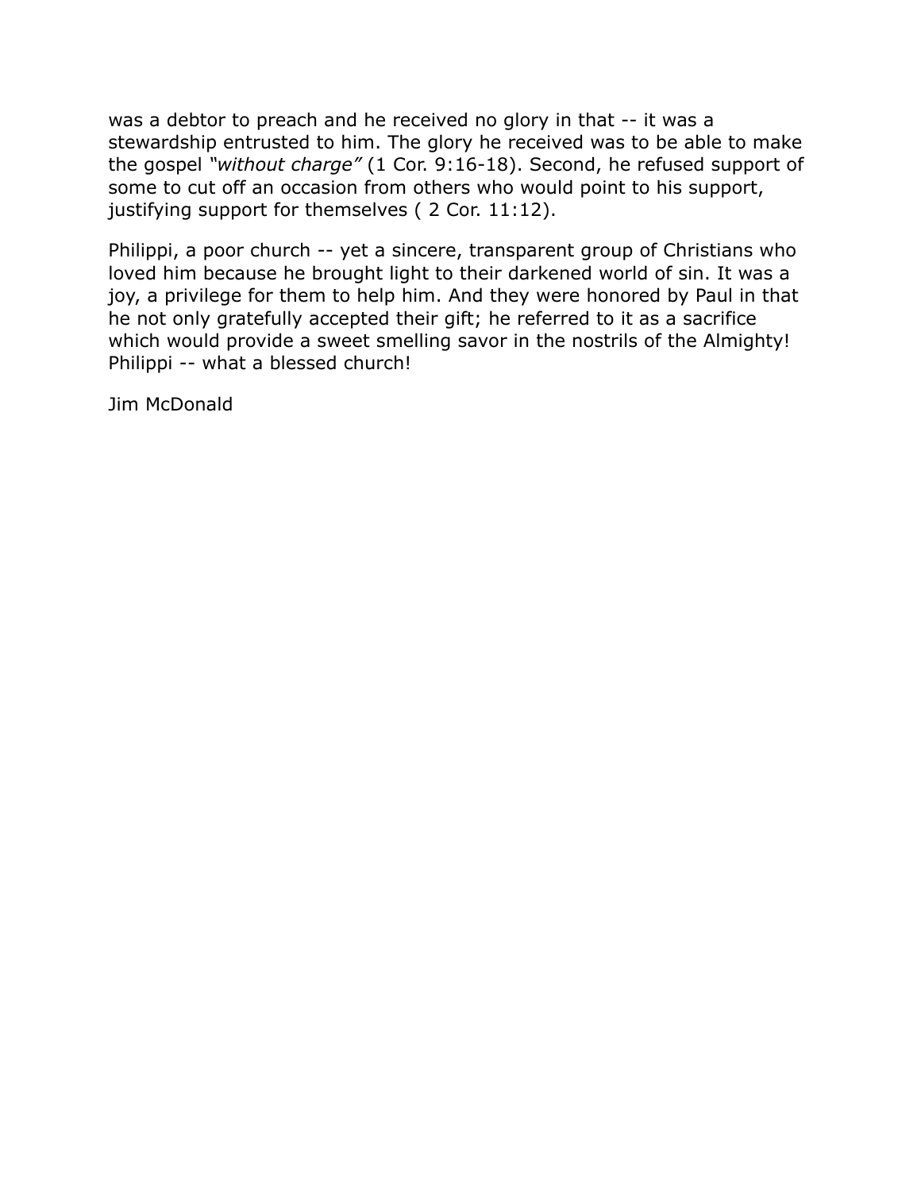was a debtor to preach and he received no glory in that -- it was a stewardship entrusted to him. The glory he received was to be able to make the gospel *"without charge"* (1 Cor. 9:16-18). Second, he refused support of some to cut off an occasion from others who would point to his support, justifying support for themselves ( 2 Cor. 11:12).

Philippi, a poor church -- yet a sincere, transparent group of Christians who loved him because he brought light to their darkened world of sin. It was a joy, a privilege for them to help him. And they were honored by Paul in that he not only gratefully accepted their gift; he referred to it as a sacrifice which would provide a sweet smelling savor in the nostrils of the Almighty! Philippi -- what a blessed church!

Jim McDonald